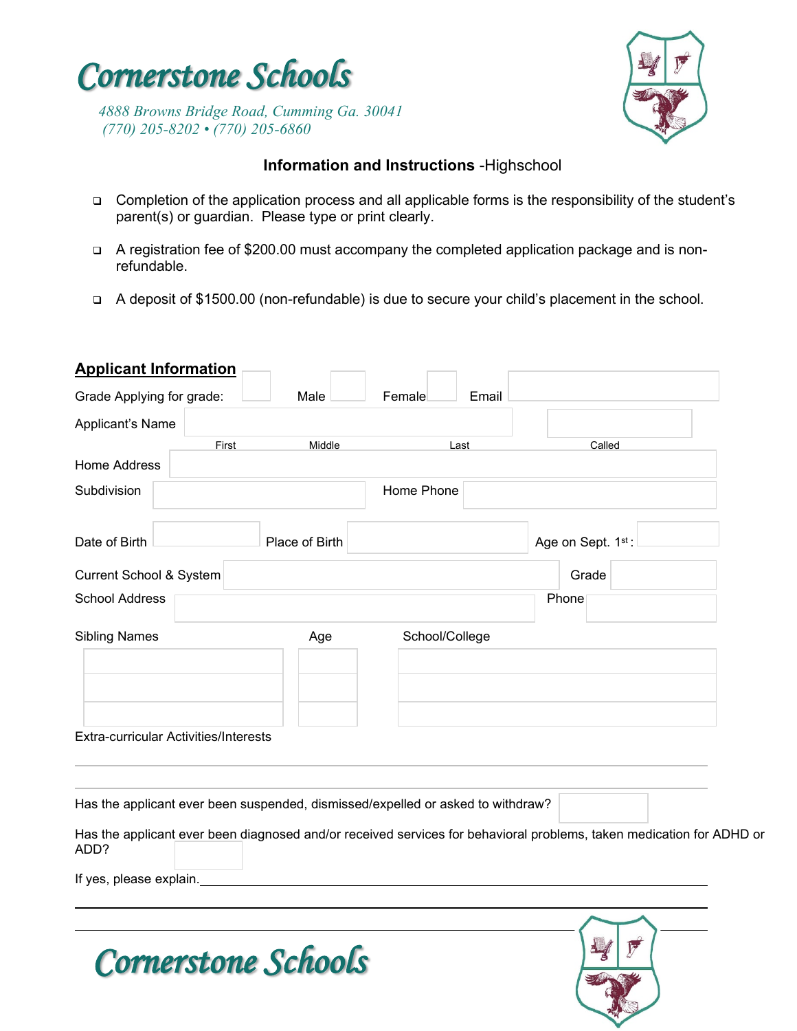# Cornerstone Schools

*4888 Browns Bridge Road, Cumming Ga. 30041*
*(770) 205-8202 • (770) 205-6860*

**Information and Instructions** -Highschool

- Completion of the application process and all applicable forms is the responsibility of the student's parent(s) or guardian. Please type or print clearly.
- A registration fee of $200.00 must accompany the completed application package and is non-refundable.
- A deposit of $1500.00 (non-refundable) is due to secure your child's placement in the school.

## Applicant Information

Grade Applying for grade: ______ Male ______ Female ______ Email ______________________

Applicant's Name ______________________________________ ______________
First Middle Last Called

Home Address ______________________________________________________

Subdivision ______________________ Home Phone ______________________

Date of Birth ____________ Place of Birth ____________________ Age on Sept. 1st: ________

Current School & System ______________________________ Grade ____________

School Address ______________________________ Phone ____________

| Sibling Names | Age | School/College |
|---|---|---|
| | | |
| | | |
| | | |

Extra-curricular Activities/Interests

_____________________________________________________________________

_____________________________________________________________________

Has the applicant ever been suspended, dismissed/expelled or asked to withdraw? ________

Has the applicant ever been diagnosed and/or received services for behavioral problems, taken medication for ADHD or ADD? ________

If yes, please explain. ______________________________________________________

_____________________________________________________________________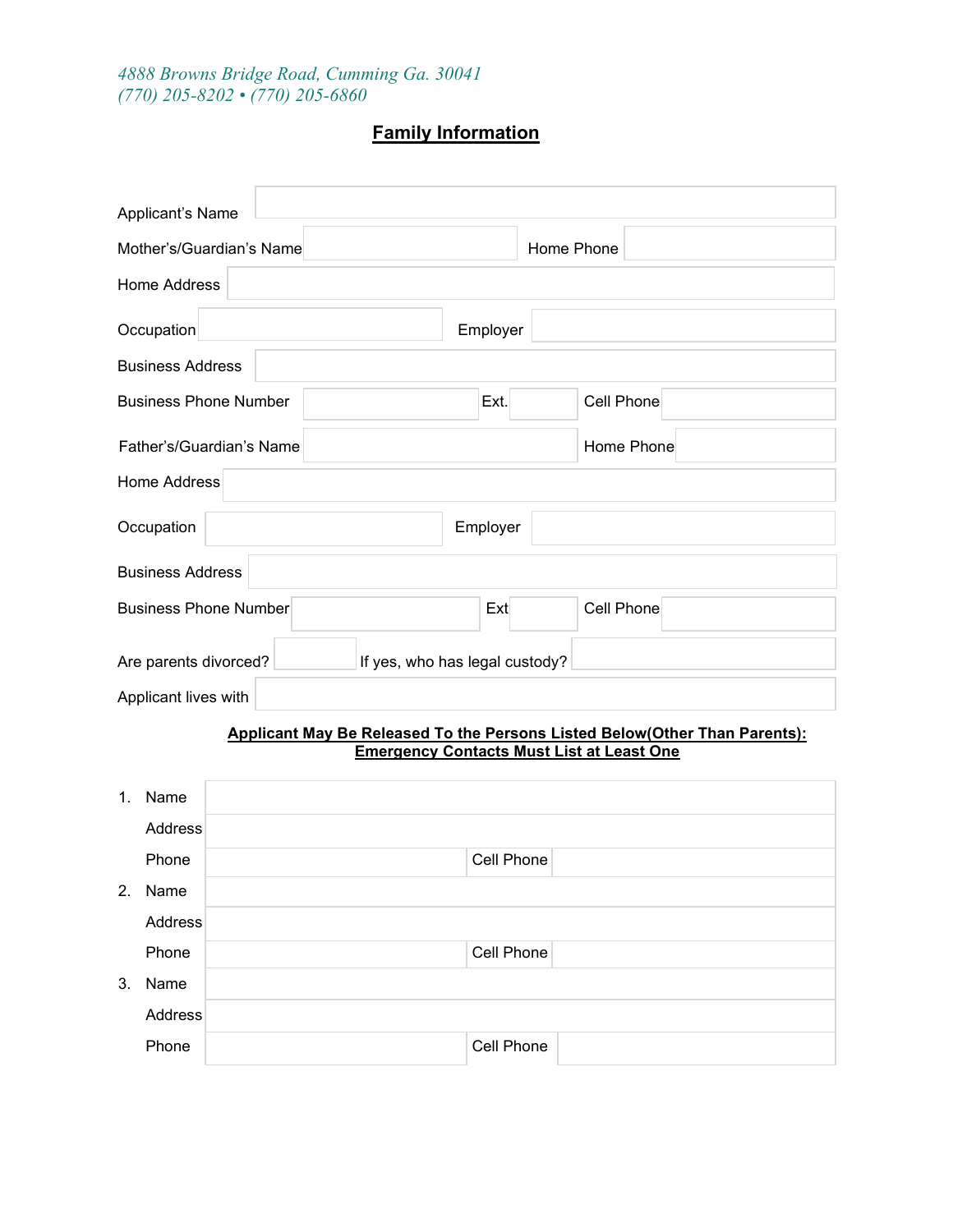*4888 Browns Bridge Road, Cumming Ga. 30041*
*(770) 205-8202 • (770) 205-6860*

## Family Information

Applicant's Name

Mother's/Guardian's Name | Home Phone

Home Address

Occupation | Employer

Business Address

Business Phone Number | Ext. | Cell Phone

Father's/Guardian's Name | Home Phone

Home Address

Occupation | Employer

Business Address

Business Phone Number | Ext | Cell Phone

Are parents divorced? | If yes, who has legal custody?

Applicant lives with

**Applicant May Be Released To the Persons Listed Below(Other Than Parents): Emergency Contacts Must List at Least One**

| | | | | |
|---|---|---|---|---|
| 1. | Name | | | |
| | Address | | | |
| | Phone | | Cell Phone | |
| 2. | Name | | | |
| | Address | | | |
| | Phone | | Cell Phone | |
| 3. | Name | | | |
| | Address | | | |
| | Phone | | Cell Phone | |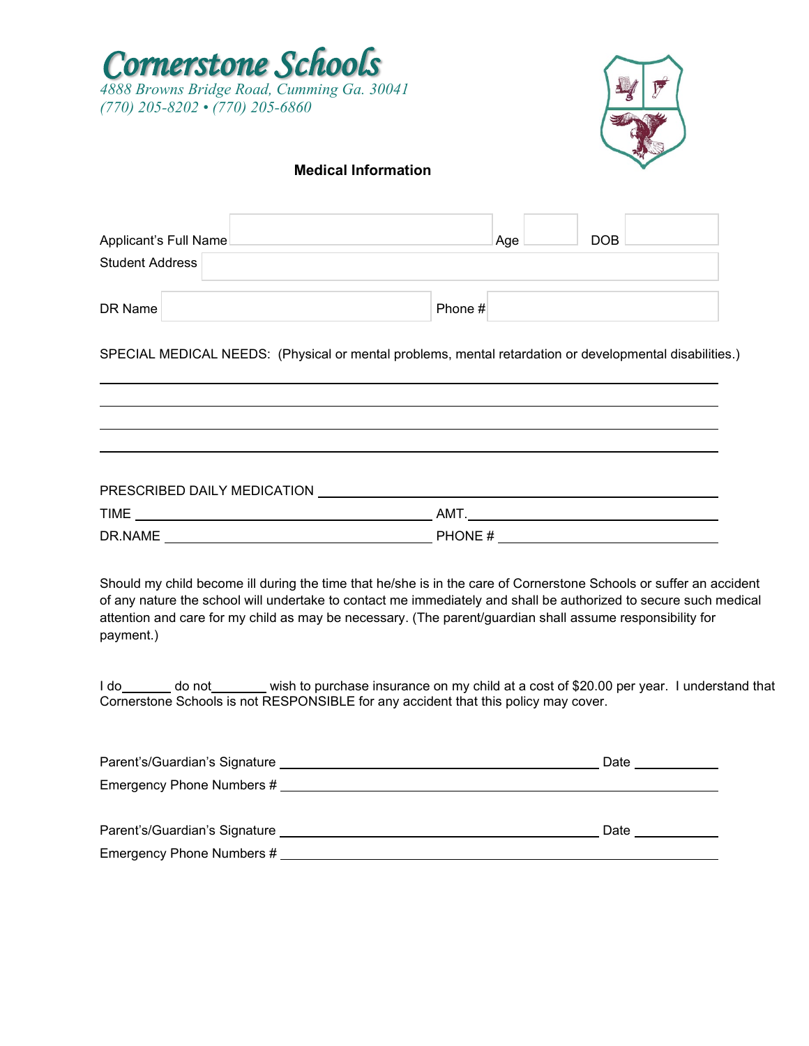# Cornerstone Schools

*4888 Browns Bridge Road, Cumming Ga. 30041*
*(770) 205-8202 • (770) 205-6860*

## Medical Information

Applicant's Full Name ____________________ Age ______ DOB ______

Student Address ____________________________________________

DR Name ____________________ Phone # ____________________

SPECIAL MEDICAL NEEDS: (Physical or mental problems, mental retardation or developmental disabilities.)

______________________________________________________________

______________________________________________________________

______________________________________________________________

______________________________________________________________

PRESCRIBED DAILY MEDICATION ____________________________________

TIME ____________________ AMT. ____________________

DR.NAME ____________________ PHONE # ____________________

Should my child become ill during the time that he/she is in the care of Cornerstone Schools or suffer an accident of any nature the school will undertake to contact me immediately and shall be authorized to secure such medical attention and care for my child as may be necessary. (The parent/guardian shall assume responsibility for payment.)

I do______ do not_______ wish to purchase insurance on my child at a cost of $20.00 per year. I understand that Cornerstone Schools is not RESPONSIBLE for any accident that this policy may cover.

Parent's/Guardian's Signature ______________________________ Date __________

Emergency Phone Numbers # ______________________________

Parent's/Guardian's Signature ______________________________ Date __________

Emergency Phone Numbers # ______________________________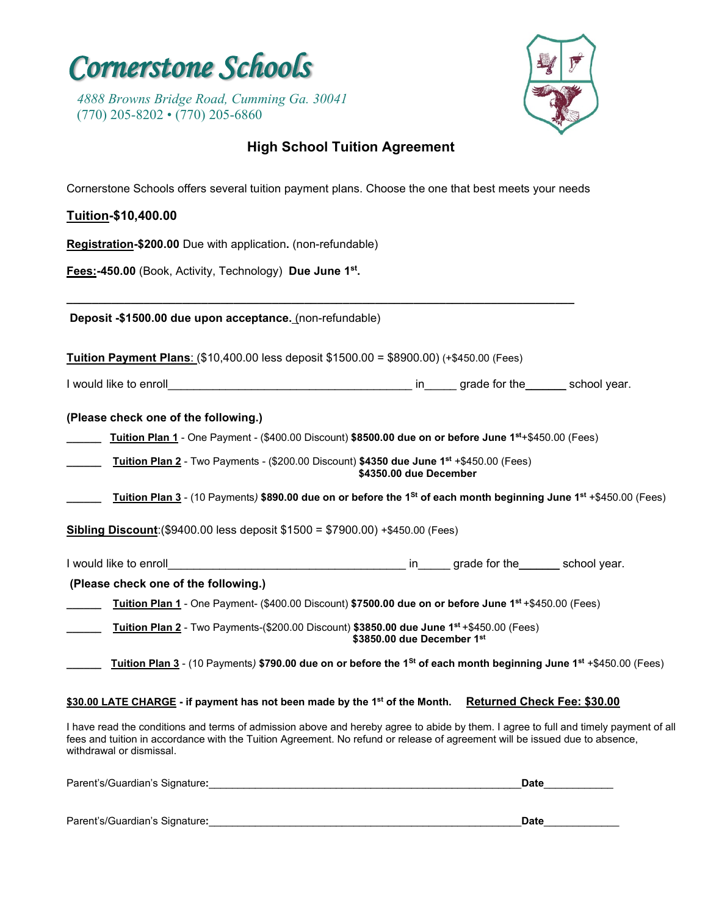# Cornerstone Schools

*4888 Browns Bridge Road, Cumming Ga. 30041*
(770) 205-8202 • (770) 205-6860

## High School Tuition Agreement

Cornerstone Schools offers several tuition payment plans. Choose the one that best meets your needs

**Tuition-$10,400.00**

**Registration-$200.00** Due with application**.** (non-refundable)

**Fees:-450.00** (Book, Activity, Technology) **Due June 1st.**

---

**Deposit -$1500.00 due upon acceptance.** (non-refundable)

**Tuition Payment Plans**: ($10,400.00 less deposit $1500.00 = $8900.00) (+$450.00 (Fees)

I would like to enroll_______________________________________ in_____ grade for the______ school year.

**(Please check one of the following.)**

______ **Tuition Plan 1** - One Payment - ($400.00 Discount) **$8500.00 due on or before June 1st**+$450.00 (Fees)

______ **Tuition Plan 2** - Two Payments - ($200.00 Discount) **$4350 due June 1st** +$450.00 (Fees)
**$4350.00 due December**

______ **Tuition Plan 3** - (10 Payments) **$890.00 due on or before the 1St of each month beginning June 1st** +$450.00 (Fees)

**Sibling Discount**:($9400.00 less deposit $1500 = $7900.00) +$450.00 (Fees)

I would like to enroll______________________________________ in_____ grade for the______ school year.

**(Please check one of the following.)**

______ **Tuition Plan 1** - One Payment- ($400.00 Discount) **$7500.00 due on or before June 1st** +$450.00 (Fees)

______ **Tuition Plan 2** - Two Payments-($200.00 Discount) **$3850.00 due June 1st** +$450.00 (Fees)
**$3850.00 due December 1st**

______ **Tuition Plan 3** - (10 Payments) **$790.00 due on or before the 1St of each month beginning June 1st** +$450.00 (Fees)

**$30.00 LATE CHARGE - if payment has not been made by the 1st of the Month.** **Returned Check Fee: $30.00**

I have read the conditions and terms of admission above and hereby agree to abide by them. I agree to full and timely payment of all fees and tuition in accordance with the Tuition Agreement. No refund or release of agreement will be issued due to absence, withdrawal or dismissal.

Parent's/Guardian's Signature:_______________________________________________________**Date**____________

Parent's/Guardian's Signature:_______________________________________________________**Date**_____________